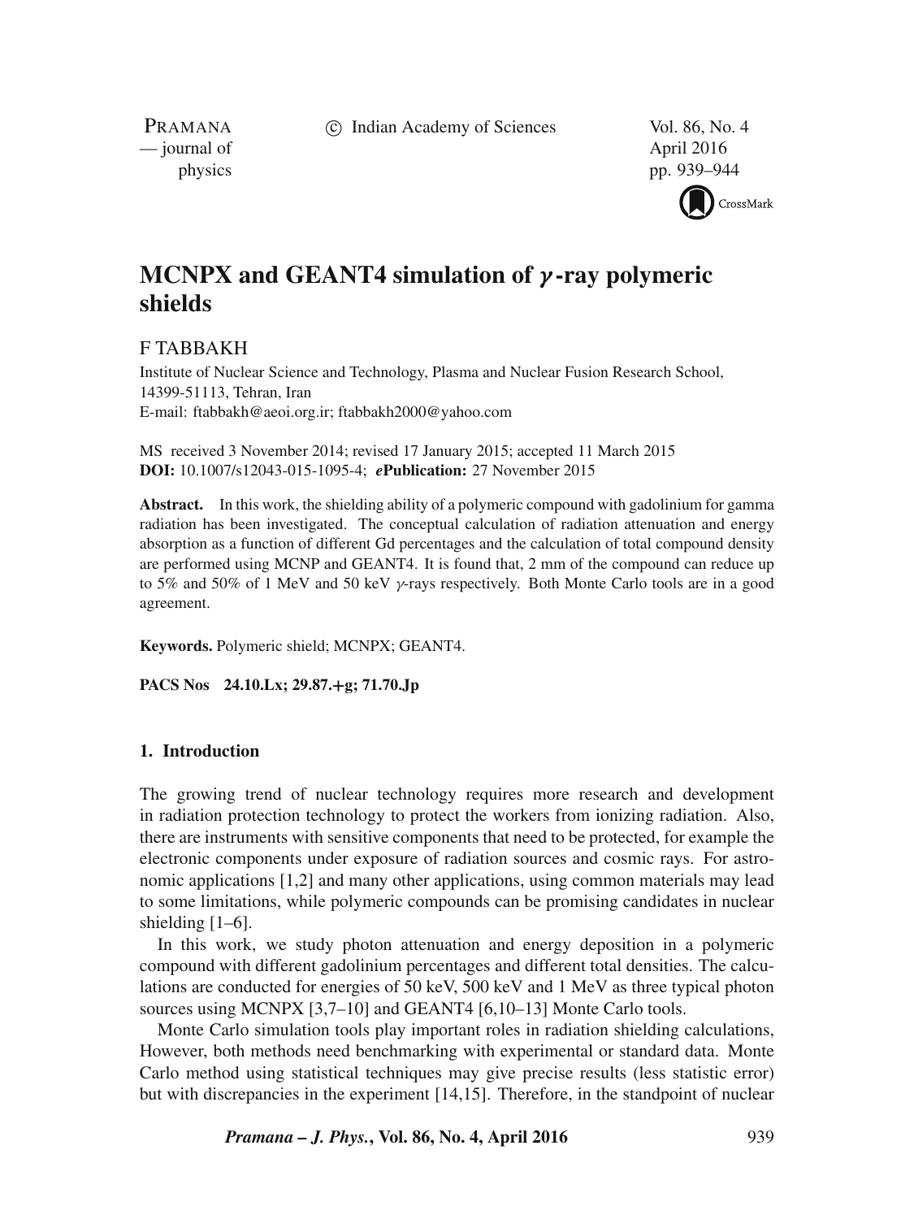# MCNPX and GEANT4 simulation of $\gamma$-ray polymeric shields

F TABBAKH

Institute of Nuclear Science and Technology, Plasma and Nuclear Fusion Research School, 14399-51113, Tehran, Iran
E-mail: ftabbakh@aeoi.org.ir; ftabbakh2000@yahoo.com

MS received 3 November 2014; revised 17 January 2015; accepted 11 March 2015
**DOI:** 10.1007/s12043-015-1095-4; ***e*Publication:** 27 November 2015

**Abstract.** In this work, the shielding ability of a polymeric compound with gadolinium for gamma radiation has been investigated. The conceptual calculation of radiation attenuation and energy absorption as a function of different Gd percentages and the calculation of total compound density are performed using MCNP and GEANT4. It is found that, 2 mm of the compound can reduce up to 5% and 50% of 1 MeV and 50 keV $\gamma$-rays respectively. Both Monte Carlo tools are in a good agreement.

**Keywords.** Polymeric shield; MCNPX; GEANT4.

**PACS Nos** 24.10.Lx; 29.87.+g; 71.70.Jp

## 1. Introduction

The growing trend of nuclear technology requires more research and development in radiation protection technology to protect the workers from ionizing radiation. Also, there are instruments with sensitive components that need to be protected, for example the electronic components under exposure of radiation sources and cosmic rays. For astronomic applications [1,2] and many other applications, using common materials may lead to some limitations, while polymeric compounds can be promising candidates in nuclear shielding [1–6].

In this work, we study photon attenuation and energy deposition in a polymeric compound with different gadolinium percentages and different total densities. The calculations are conducted for energies of 50 keV, 500 keV and 1 MeV as three typical photon sources using MCNPX [3,7–10] and GEANT4 [6,10–13] Monte Carlo tools.

Monte Carlo simulation tools play important roles in radiation shielding calculations, However, both methods need benchmarking with experimental or standard data. Monte Carlo method using statistical techniques may give precise results (less statistic error) but with discrepancies in the experiment [14,15]. Therefore, in the standpoint of nuclear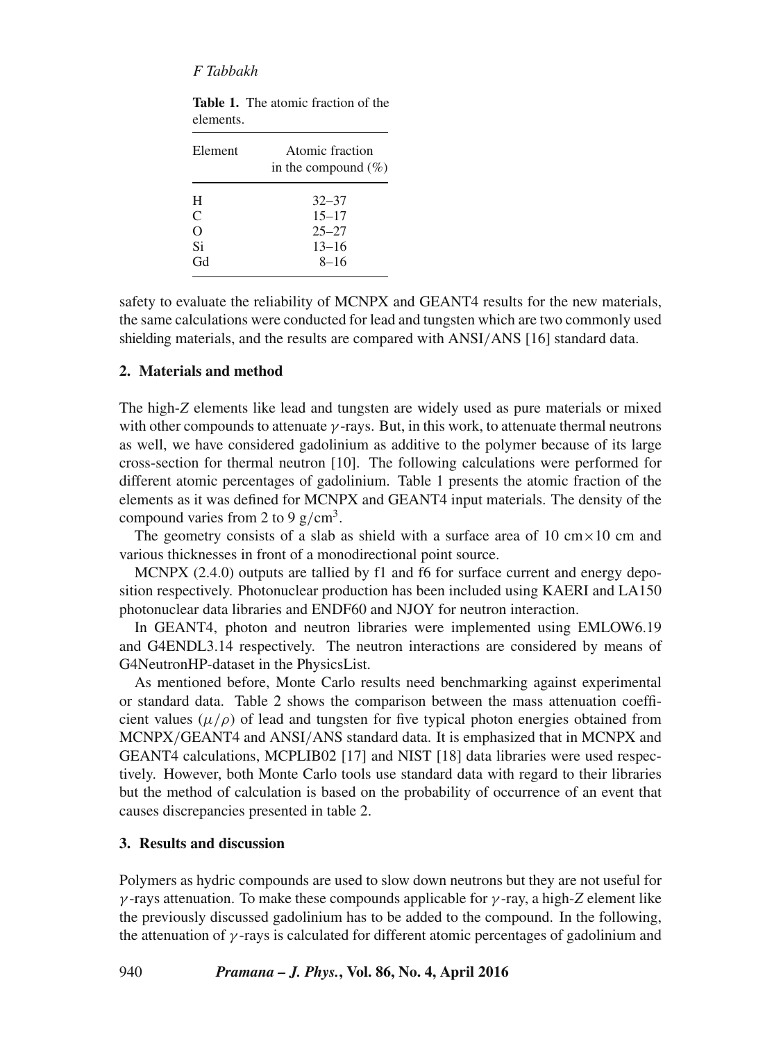**Table 1.** The atomic fraction of the elements.

| Element | Atomic fraction in the compound (%) |
| --- | --- |
| H | 32–37 |
| C | 15–17 |
| O | 25–27 |
| Si | 13–16 |
| Gd | 8–16 |

safety to evaluate the reliability of MCNPX and GEANT4 results for the new materials, the same calculations were conducted for lead and tungsten which are two commonly used shielding materials, and the results are compared with ANSI/ANS [16] standard data.

## 2. Materials and method

The high-$Z$ elements like lead and tungsten are widely used as pure materials or mixed with other compounds to attenuate $\gamma$-rays. But, in this work, to attenuate thermal neutrons as well, we have considered gadolinium as additive to the polymer because of its large cross-section for thermal neutron [10]. The following calculations were performed for different atomic percentages of gadolinium. Table 1 presents the atomic fraction of the elements as it was defined for MCNPX and GEANT4 input materials. The density of the compound varies from 2 to 9 g/cm$^3$.

The geometry consists of a slab as shield with a surface area of 10 cm$\times$10 cm and various thicknesses in front of a monodirectional point source.

MCNPX (2.4.0) outputs are tallied by f1 and f6 for surface current and energy deposition respectively. Photonuclear production has been included using KAERI and LA150 photonuclear data libraries and ENDF60 and NJOY for neutron interaction.

In GEANT4, photon and neutron libraries were implemented using EMLOW6.19 and G4ENDL3.14 respectively. The neutron interactions are considered by means of G4NeutronHP-dataset in the PhysicsList.

As mentioned before, Monte Carlo results need benchmarking against experimental or standard data. Table 2 shows the comparison between the mass attenuation coefficient values ($\mu/\rho$) of lead and tungsten for five typical photon energies obtained from MCNPX/GEANT4 and ANSI/ANS standard data. It is emphasized that in MCNPX and GEANT4 calculations, MCPLIB02 [17] and NIST [18] data libraries were used respectively. However, both Monte Carlo tools use standard data with regard to their libraries but the method of calculation is based on the probability of occurrence of an event that causes discrepancies presented in table 2.

## 3. Results and discussion

Polymers as hydric compounds are used to slow down neutrons but they are not useful for $\gamma$-rays attenuation. To make these compounds applicable for $\gamma$-ray, a high-$Z$ element like the previously discussed gadolinium has to be added to the compound. In the following, the attenuation of $\gamma$-rays is calculated for different atomic percentages of gadolinium and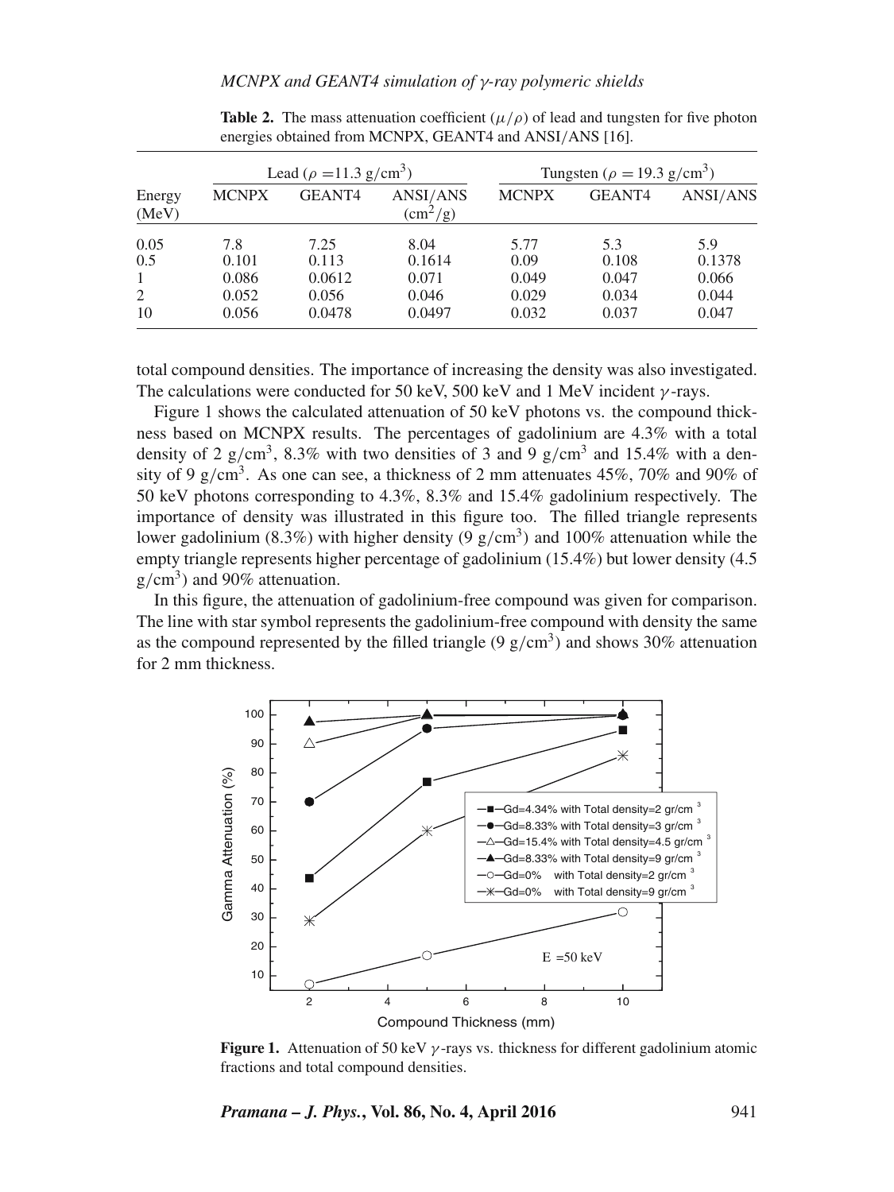**Table 2.** The mass attenuation coefficient ($\mu/\rho$) of lead and tungsten for five photon energies obtained from MCNPX, GEANT4 and ANSI/ANS [16].

| | Lead ($\rho$ =11.3 g/cm$^3$) | | | Tungsten ($\rho$ = 19.3 g/cm$^3$) | | |
|---|---|---|---|---|---|---|
| Energy (MeV) | MCNPX | GEANT4 | ANSI/ANS (cm$^2$/g) | MCNPX | GEANT4 | ANSI/ANS |
| 0.05 | 7.8 | 7.25 | 8.04 | 5.77 | 5.3 | 5.9 |
| 0.5 | 0.101 | 0.113 | 0.1614 | 0.09 | 0.108 | 0.1378 |
| 1 | 0.086 | 0.0612 | 0.071 | 0.049 | 0.047 | 0.066 |
| 2 | 0.052 | 0.056 | 0.046 | 0.029 | 0.034 | 0.044 |
| 10 | 0.056 | 0.0478 | 0.0497 | 0.032 | 0.037 | 0.047 |

total compound densities. The importance of increasing the density was also investigated. The calculations were conducted for 50 keV, 500 keV and 1 MeV incident $\gamma$-rays.

Figure 1 shows the calculated attenuation of 50 keV photons vs. the compound thickness based on MCNPX results. The percentages of gadolinium are 4.3% with a total density of 2 g/cm$^3$, 8.3% with two densities of 3 and 9 g/cm$^3$ and 15.4% with a density of 9 g/cm$^3$. As one can see, a thickness of 2 mm attenuates 45%, 70% and 90% of 50 keV photons corresponding to 4.3%, 8.3% and 15.4% gadolinium respectively. The importance of density was illustrated in this figure too. The filled triangle represents lower gadolinium (8.3%) with higher density (9 g/cm$^3$) and 100% attenuation while the empty triangle represents higher percentage of gadolinium (15.4%) but lower density (4.5 g/cm$^3$) and 90% attenuation.

In this figure, the attenuation of gadolinium-free compound was given for comparison. The line with star symbol represents the gadolinium-free compound with density the same as the compound represented by the filled triangle (9 g/cm$^3$) and shows 30% attenuation for 2 mm thickness.

**Figure 1.** Attenuation of 50 keV $\gamma$-rays vs. thickness for different gadolinium atomic fractions and total compound densities.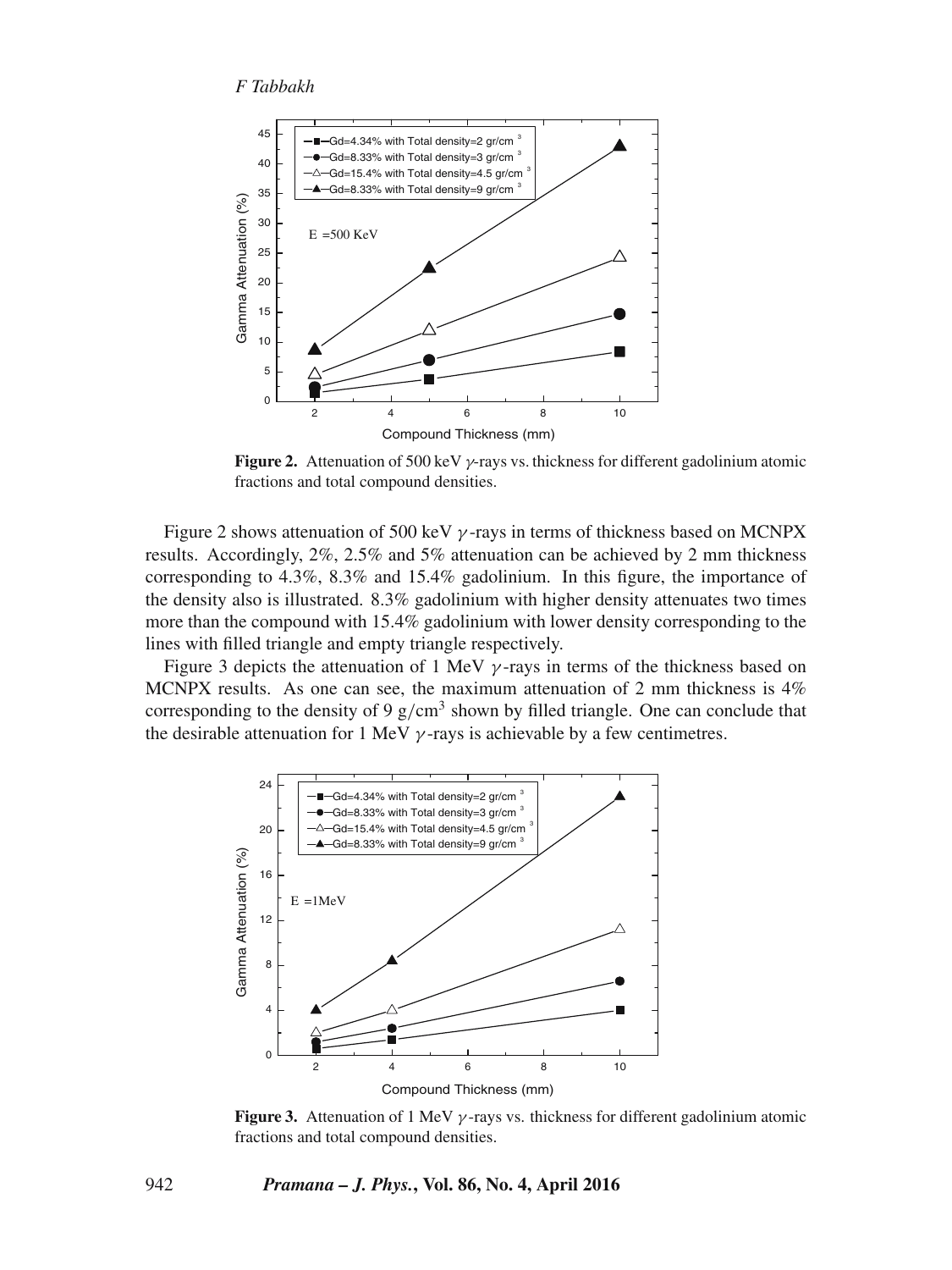**Figure 2.** Attenuation of 500 keV $\gamma$-rays vs. thickness for different gadolinium atomic fractions and total compound densities.

Figure 2 shows attenuation of 500 keV $\gamma$-rays in terms of thickness based on MCNPX results. Accordingly, 2%, 2.5% and 5% attenuation can be achieved by 2 mm thickness corresponding to 4.3%, 8.3% and 15.4% gadolinium. In this figure, the importance of the density also is illustrated. 8.3% gadolinium with higher density attenuates two times more than the compound with 15.4% gadolinium with lower density corresponding to the lines with filled triangle and empty triangle respectively.

Figure 3 depicts the attenuation of 1 MeV $\gamma$-rays in terms of the thickness based on MCNPX results. As one can see, the maximum attenuation of 2 mm thickness is 4% corresponding to the density of 9 $g/cm^3$ shown by filled triangle. One can conclude that the desirable attenuation for 1 MeV $\gamma$-rays is achievable by a few centimetres.

**Figure 3.** Attenuation of 1 MeV $\gamma$-rays vs. thickness for different gadolinium atomic fractions and total compound densities.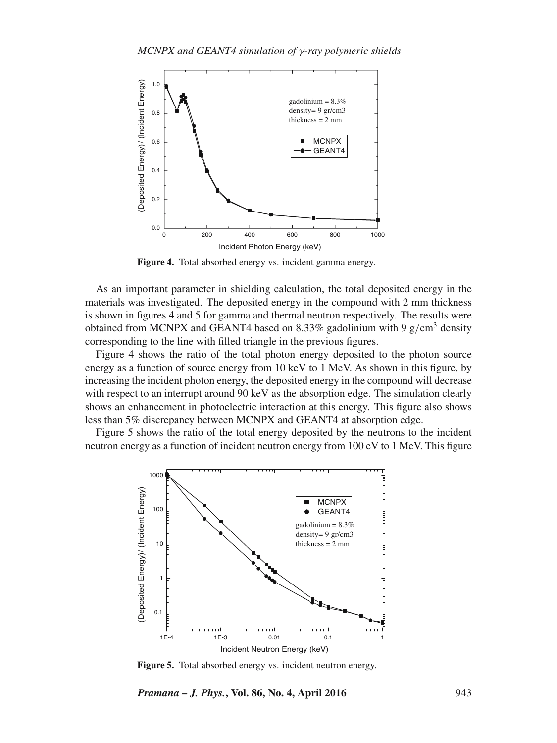**Figure 4.** Total absorbed energy vs. incident gamma energy.

As an important parameter in shielding calculation, the total deposited energy in the materials was investigated. The deposited energy in the compound with 2 mm thickness is shown in figures 4 and 5 for gamma and thermal neutron respectively. The results were obtained from MCNPX and GEANT4 based on 8.33% gadolinium with 9 g/cm$^3$ density corresponding to the line with filled triangle in the previous figures.

Figure 4 shows the ratio of the total photon energy deposited to the photon source energy as a function of source energy from 10 keV to 1 MeV. As shown in this figure, by increasing the incident photon energy, the deposited energy in the compound will decrease with respect to an interrupt around 90 keV as the absorption edge. The simulation clearly shows an enhancement in photoelectric interaction at this energy. This figure also shows less than 5% discrepancy between MCNPX and GEANT4 at absorption edge.

Figure 5 shows the ratio of the total energy deposited by the neutrons to the incident neutron energy as a function of incident neutron energy from 100 eV to 1 MeV. This figure

**Figure 5.** Total absorbed energy vs. incident neutron energy.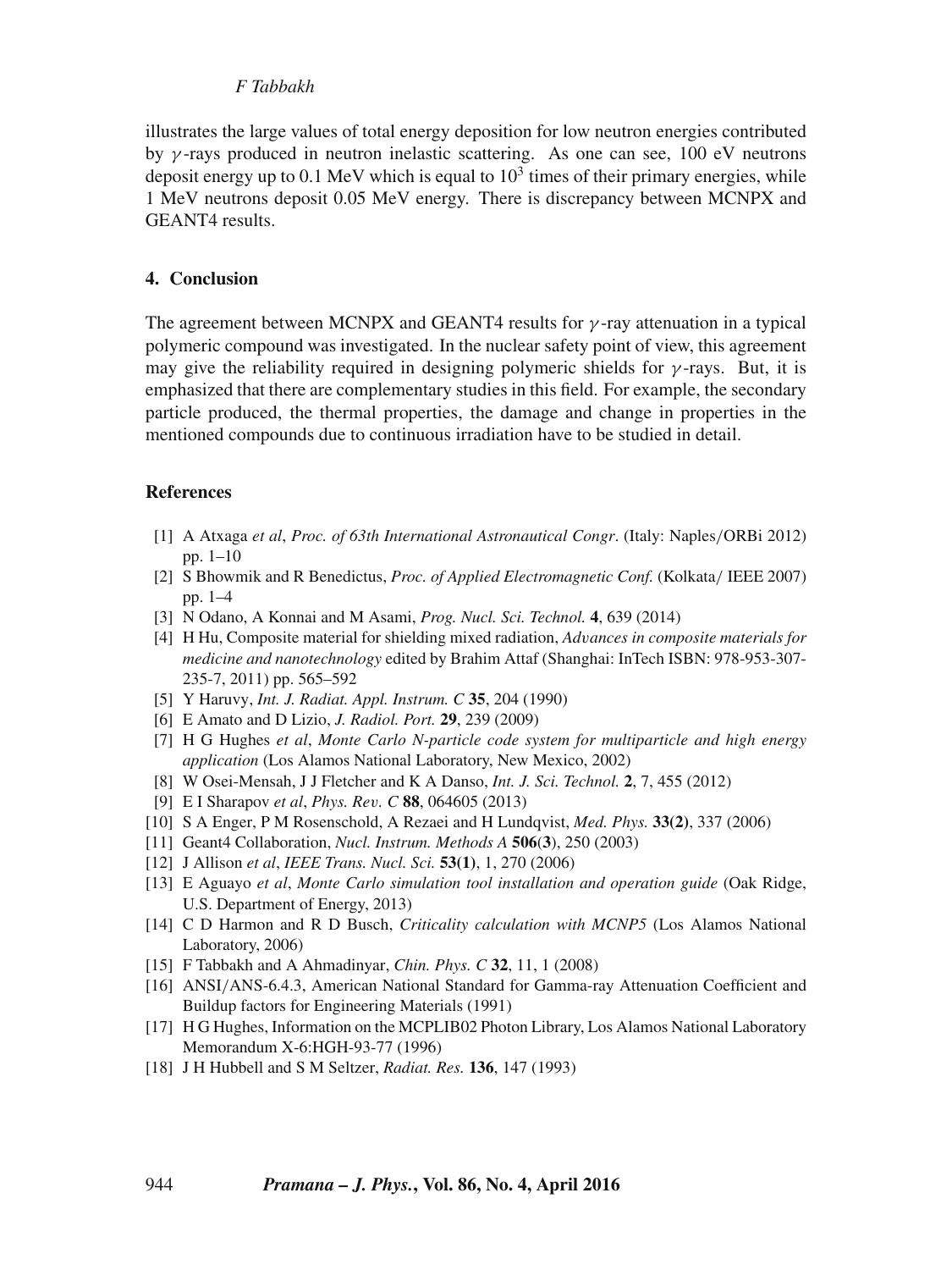illustrates the large values of total energy deposition for low neutron energies contributed by $\gamma$-rays produced in neutron inelastic scattering. As one can see, 100 eV neutrons deposit energy up to 0.1 MeV which is equal to $10^3$ times of their primary energies, while 1 MeV neutrons deposit 0.05 MeV energy. There is discrepancy between MCNPX and GEANT4 results.

## 4. Conclusion

The agreement between MCNPX and GEANT4 results for $\gamma$-ray attenuation in a typical polymeric compound was investigated. In the nuclear safety point of view, this agreement may give the reliability required in designing polymeric shields for $\gamma$-rays. But, it is emphasized that there are complementary studies in this field. For example, the secondary particle produced, the thermal properties, the damage and change in properties in the mentioned compounds due to continuous irradiation have to be studied in detail.

## References

[1] A Atxaga *et al*, *Proc. of 63th International Astronautical Congr*. (Italy: Naples/ORBi 2012) pp. 1–10

[2] S Bhowmik and R Benedictus, *Proc. of Applied Electromagnetic Conf.* (Kolkata/ IEEE 2007) pp. 1–4

[3] N Odano, A Konnai and M Asami, *Prog. Nucl. Sci. Technol.* **4**, 639 (2014)

[4] H Hu, Composite material for shielding mixed radiation, *Advances in composite materials for medicine and nanotechnology* edited by Brahim Attaf (Shanghai: InTech ISBN: 978-953-307-235-7, 2011) pp. 565–592

[5] Y Haruvy, *Int. J. Radiat. Appl. Instrum. C* **35**, 204 (1990)

[6] E Amato and D Lizio, *J. Radiol. Port.* **29**, 239 (2009)

[7] H G Hughes *et al*, *Monte Carlo N-particle code system for multiparticle and high energy application* (Los Alamos National Laboratory, New Mexico, 2002)

[8] W Osei-Mensah, J J Fletcher and K A Danso, *Int. J. Sci. Technol.* **2**, 7, 455 (2012)

[9] E I Sharapov *et al*, *Phys. Rev. C* **88**, 064605 (2013)

[10] S A Enger, P M Rosenschold, A Rezaei and H Lundqvist, *Med. Phys.* **33(2)**, 337 (2006)

[11] Geant4 Collaboration, *Nucl. Instrum. Methods A* **506**(**3**), 250 (2003)

[12] J Allison *et al*, *IEEE Trans. Nucl. Sci.* **53(1)**, 1, 270 (2006)

[13] E Aguayo *et al*, *Monte Carlo simulation tool installation and operation guide* (Oak Ridge, U.S. Department of Energy, 2013)

[14] C D Harmon and R D Busch, *Criticality calculation with MCNP5* (Los Alamos National Laboratory, 2006)

[15] F Tabbakh and A Ahmadinyar, *Chin. Phys. C* **32**, 11, 1 (2008)

[16] ANSI/ANS-6.4.3, American National Standard for Gamma-ray Attenuation Coefficient and Buildup factors for Engineering Materials (1991)

[17] H G Hughes, Information on the MCPLIB02 Photon Library, Los Alamos National Laboratory Memorandum X-6:HGH-93-77 (1996)

[18] J H Hubbell and S M Seltzer, *Radiat. Res.* **136**, 147 (1993)